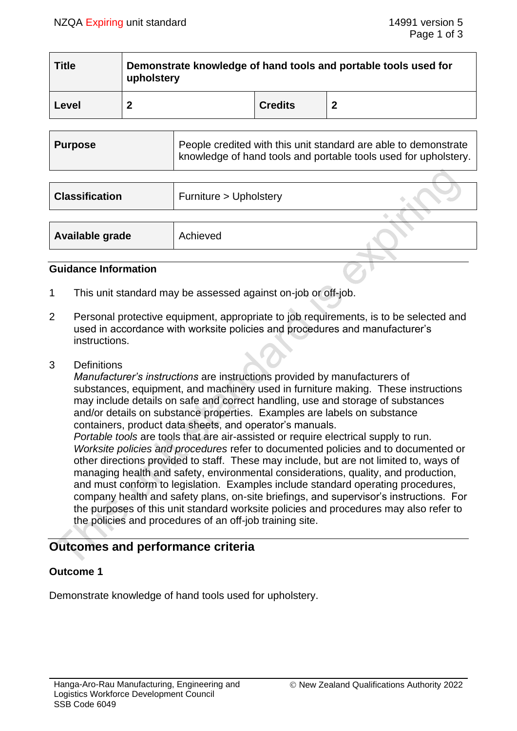| Title | Demonstrate knowledge of hand tools and portable tools used for upholstery | | |
|---|---|---|---|
| Level | 2 | Credits | 2 |

| Purpose | People credited with this unit standard are able to demonstrate knowledge of hand tools and portable tools used for upholstery. |
|---|---|

| Classification | Furniture > Upholstery |
|---|---|

| Available grade | Achieved |
|---|---|

## Guidance Information

1. This unit standard may be assessed against on-job or off-job.

2. Personal protective equipment, appropriate to job requirements, is to be selected and used in accordance with worksite policies and procedures and manufacturer's instructions.

3. Definitions
   *Manufacturer's instructions* are instructions provided by manufacturers of substances, equipment, and machinery used in furniture making. These instructions may include details on safe and correct handling, use and storage of substances and/or details on substance properties. Examples are labels on substance containers, product data sheets, and operator's manuals.
   *Portable tools* are tools that are air-assisted or require electrical supply to run.
   *Worksite policies and procedures* refer to documented policies and to documented or other directions provided to staff. These may include, but are not limited to, ways of managing health and safety, environmental considerations, quality, and production, and must conform to legislation. Examples include standard operating procedures, company health and safety plans, on-site briefings, and supervisor's instructions. For the purposes of this unit standard worksite policies and procedures may also refer to the policies and procedures of an off-job training site.

## Outcomes and performance criteria

### Outcome 1

Demonstrate knowledge of hand tools used for upholstery.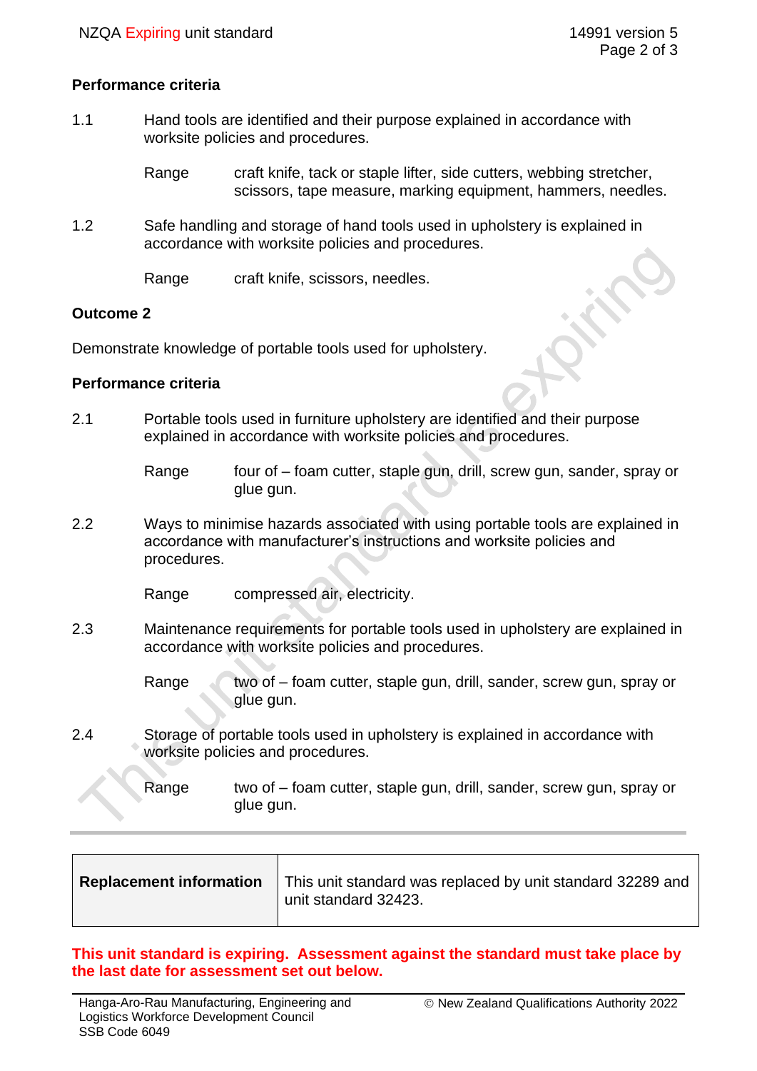**Performance criteria**

1.1 Hand tools are identified and their purpose explained in accordance with worksite policies and procedures.

Range craft knife, tack or staple lifter, side cutters, webbing stretcher, scissors, tape measure, marking equipment, hammers, needles.

1.2 Safe handling and storage of hand tools used in upholstery is explained in accordance with worksite policies and procedures.

Range craft knife, scissors, needles.

**Outcome 2**

Demonstrate knowledge of portable tools used for upholstery.

**Performance criteria**

2.1 Portable tools used in furniture upholstery are identified and their purpose explained in accordance with worksite policies and procedures.

Range four of – foam cutter, staple gun, drill, screw gun, sander, spray or glue gun.

2.2 Ways to minimise hazards associated with using portable tools are explained in accordance with manufacturer's instructions and worksite policies and procedures.

Range compressed air, electricity.

2.3 Maintenance requirements for portable tools used in upholstery are explained in accordance with worksite policies and procedures.

Range two of – foam cutter, staple gun, drill, sander, screw gun, spray or glue gun.

2.4 Storage of portable tools used in upholstery is explained in accordance with worksite policies and procedures.

Range two of – foam cutter, staple gun, drill, sander, screw gun, spray or glue gun.

| **Replacement information** | This unit standard was replaced by unit standard 32289 and unit standard 32423. |
|---|---|

**This unit standard is expiring. Assessment against the standard must take place by the last date for assessment set out below.**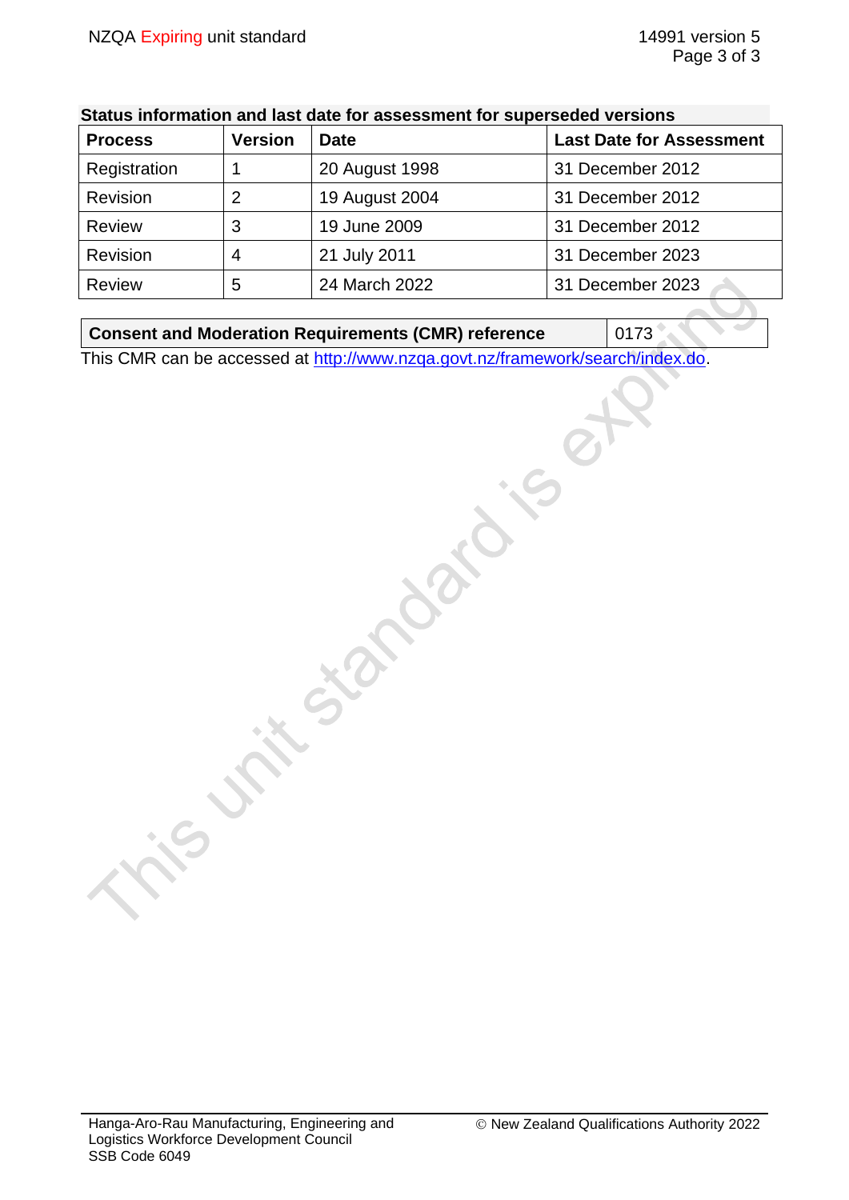**Status information and last date for assessment for superseded versions**

| Process | Version | Date | Last Date for Assessment |
|---|---|---|---|
| Registration | 1 | 20 August 1998 | 31 December 2012 |
| Revision | 2 | 19 August 2004 | 31 December 2012 |
| Review | 3 | 19 June 2009 | 31 December 2012 |
| Revision | 4 | 21 July 2011 | 31 December 2023 |
| Review | 5 | 24 March 2022 | 31 December 2023 |

| Consent and Moderation Requirements (CMR) reference | 0173 |
|---|---|

This CMR can be accessed at http://www.nzqa.govt.nz/framework/search/index.do.